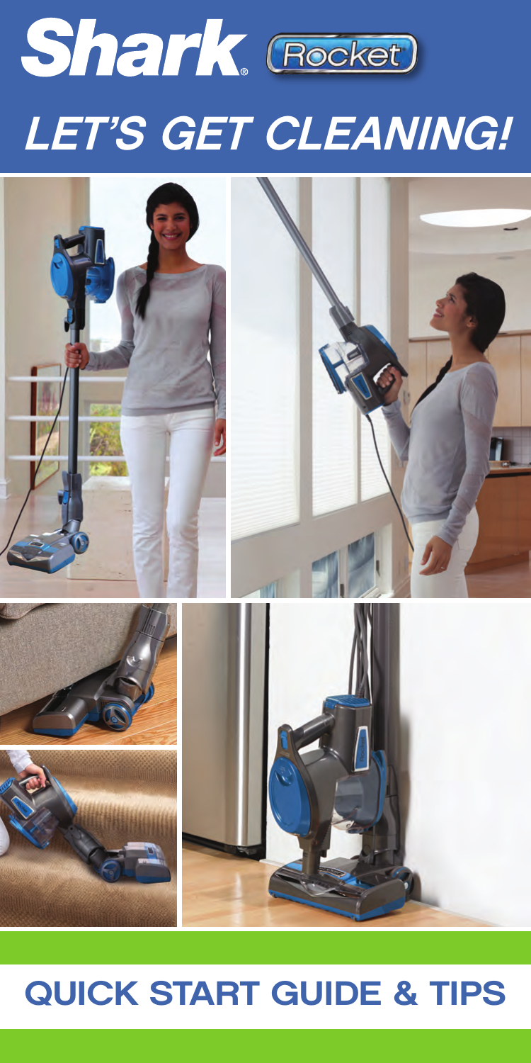# Shark® Rocket

# LET'S GET CLEANING!

## QUICK START GUIDE & TIPS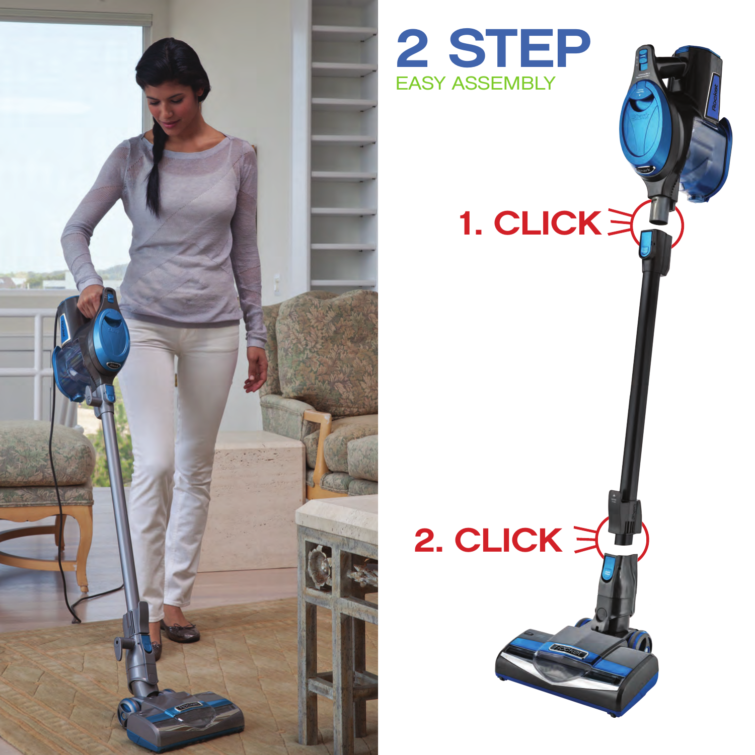# 2 STEP

EASY ASSEMBLY

1. CLICK

2. CLICK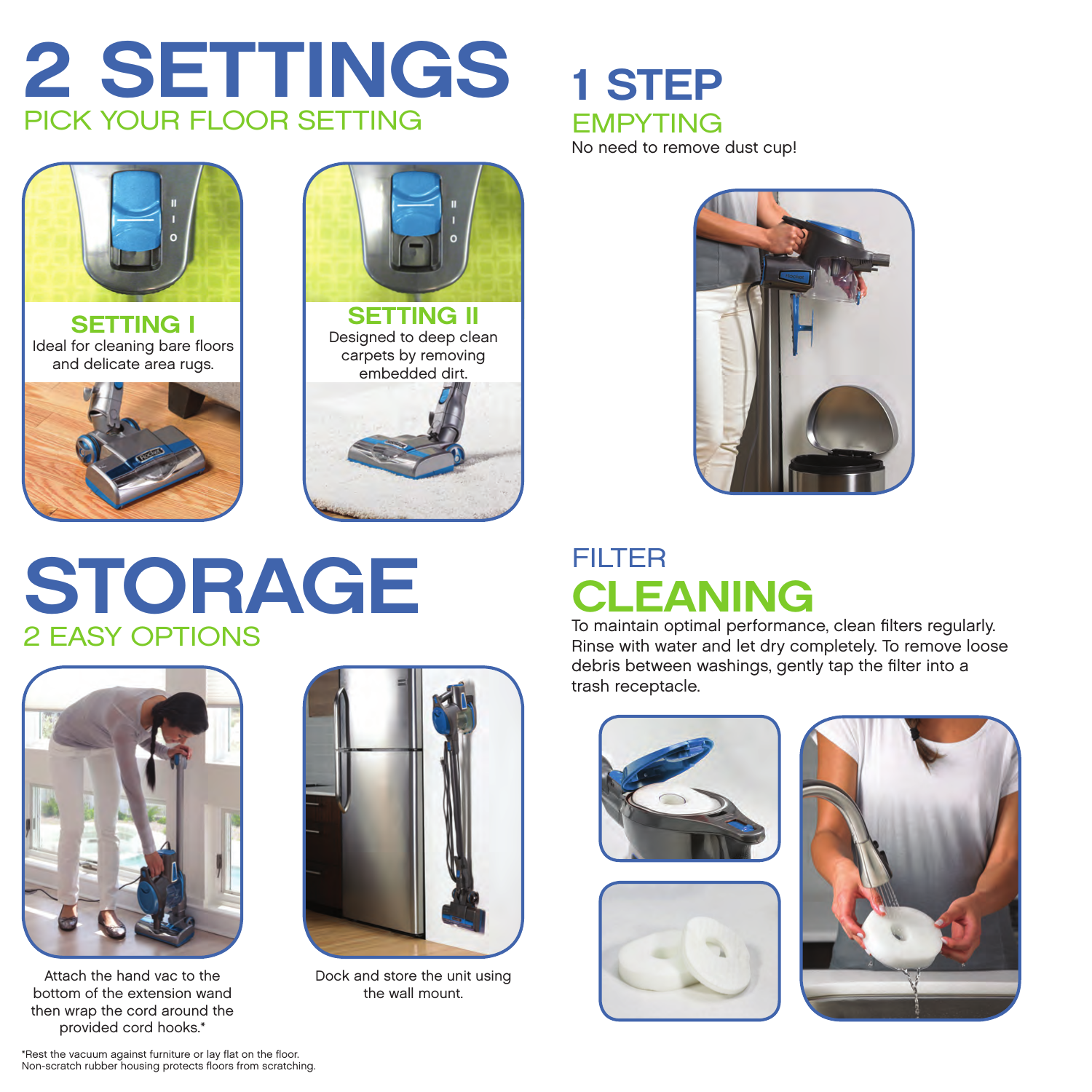# 2 SETTINGS

## PICK YOUR FLOOR SETTING

### SETTING I

Ideal for cleaning bare floors and delicate area rugs.

### SETTING II

Designed to deep clean carpets by removing embedded dirt.

# 1 STEP

## EMPYTING

No need to remove dust cup!

# STORAGE

## 2 EASY OPTIONS

Attach the hand vac to the bottom of the extension wand then wrap the cord around the provided cord hooks.*

Dock and store the unit using the wall mount.

## FILTER

# CLEANING

To maintain optimal performance, clean filters regularly. Rinse with water and let dry completely. To remove loose debris between washings, gently tap the filter into a trash receptacle.

*Rest the vacuum against furniture or lay flat on the floor.
Non-scratch rubber housing protects floors from scratching.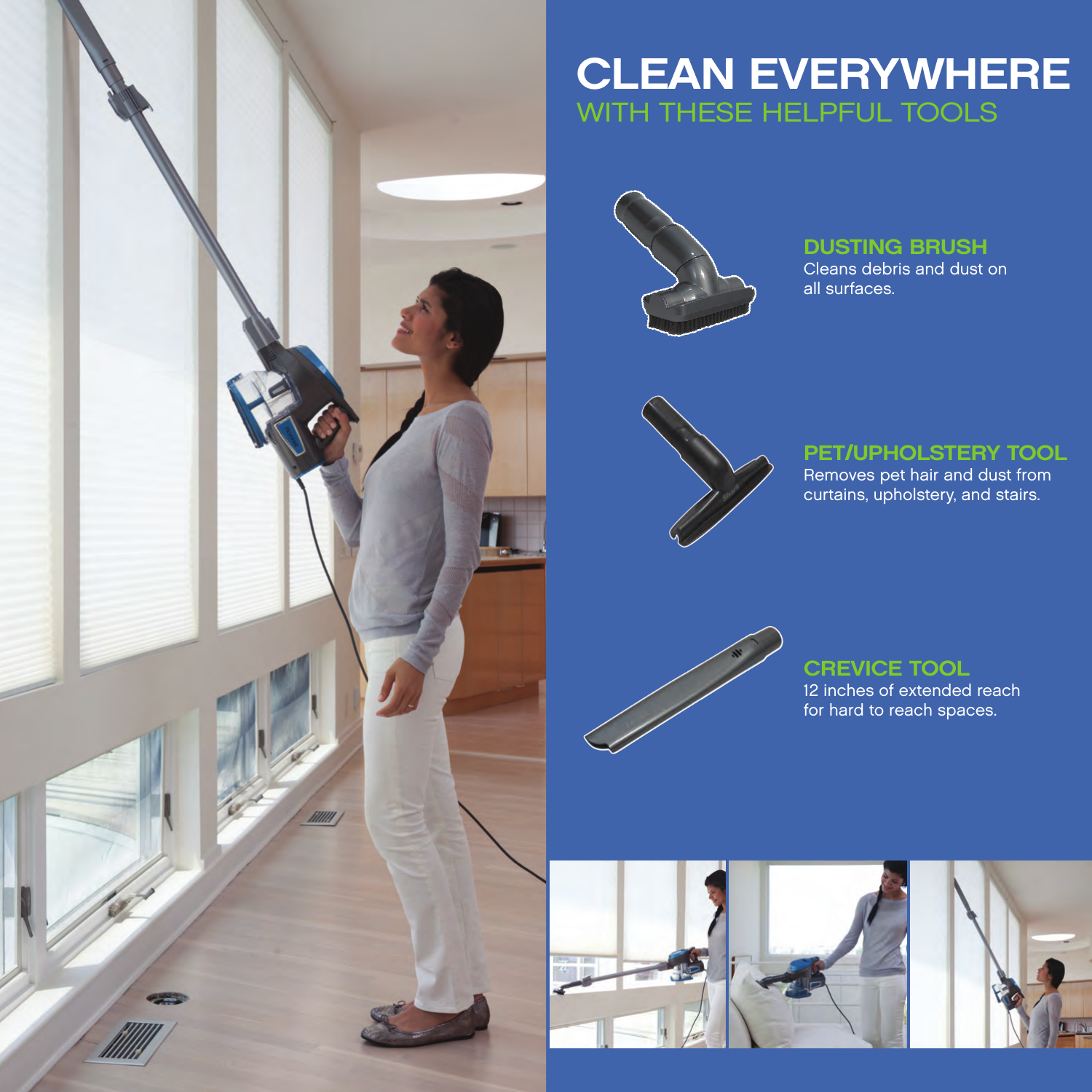# CLEAN EVERYWHERE

## WITH THESE HELPFUL TOOLS

### DUSTING BRUSH

Cleans debris and dust on all surfaces.

### PET/UPHOLSTERY TOOL

Removes pet hair and dust from curtains, upholstery, and stairs.

### CREVICE TOOL

12 inches of extended reach for hard to reach spaces.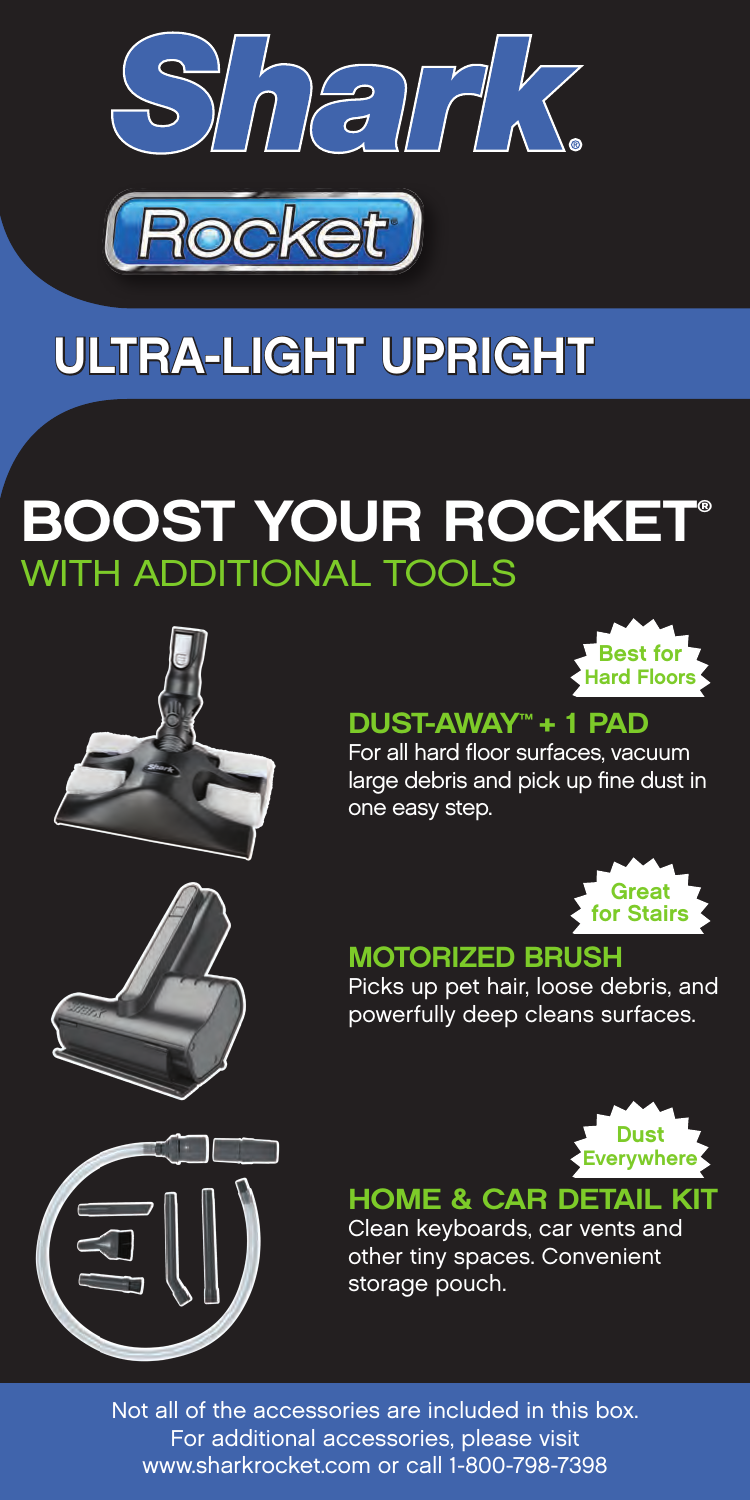# Shark®

# Rocket®

## ULTRA-LIGHT UPRIGHT

## BOOST YOUR ROCKET®

### WITH ADDITIONAL TOOLS

**Best for Hard Floors**

### DUST-AWAY™ + 1 PAD

For all hard floor surfaces, vacuum large debris and pick up fine dust in one easy step.

**Great for Stairs**

### MOTORIZED BRUSH

Picks up pet hair, loose debris, and powerfully deep cleans surfaces.

**Dust Everywhere**

### HOME & CAR DETAIL KIT

Clean keyboards, car vents and other tiny spaces. Convenient storage pouch.

Not all of the accessories are included in this box.
For additional accessories, please visit
www.sharkrocket.com or call 1-800-798-7398